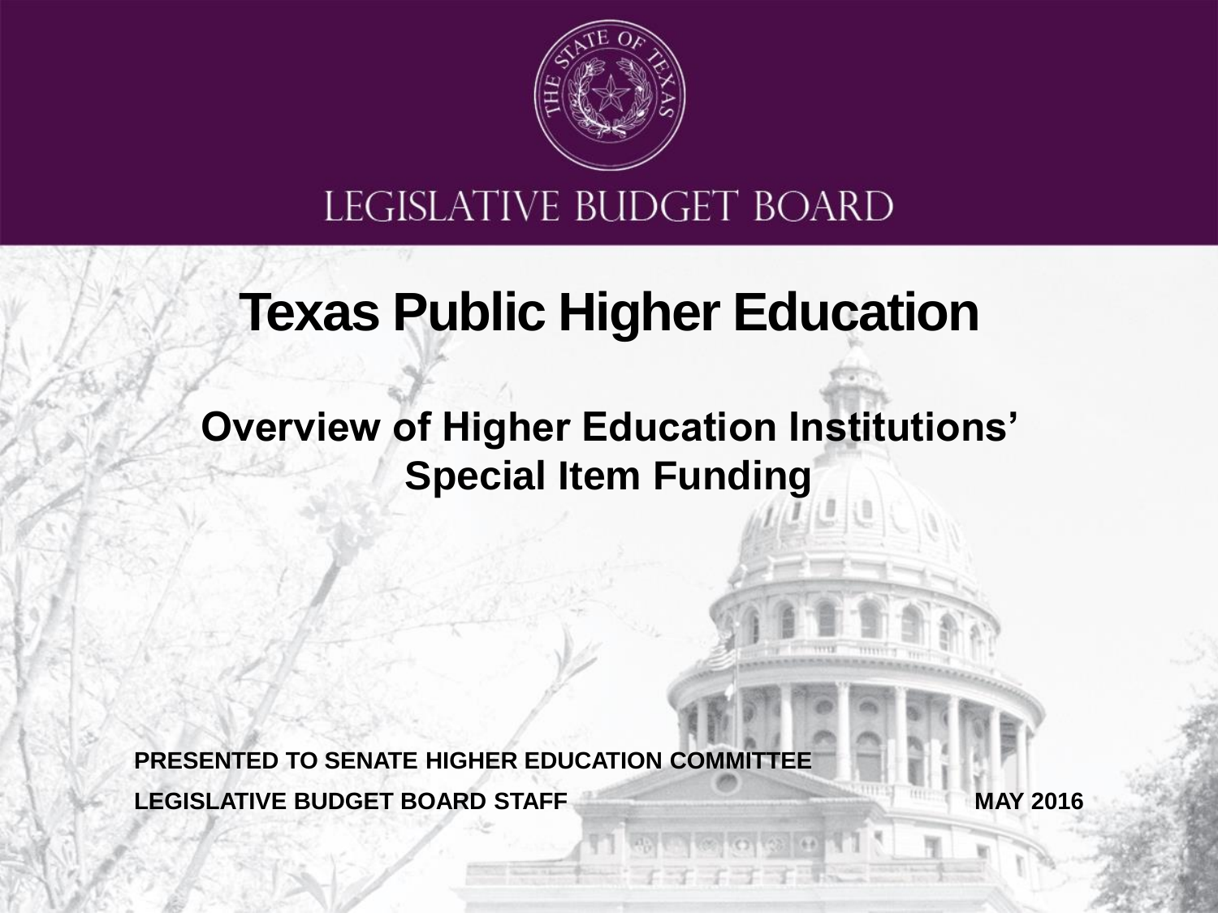LEGISLATIVE BUDGET BOARD

# Texas Public Higher Education

## Overview of Higher Education Institutions' Special Item Funding

**PRESENTED TO SENATE HIGHER EDUCATION COMMITTEE**

**LEGISLATIVE BUDGET BOARD STAFF**

**MAY 2016**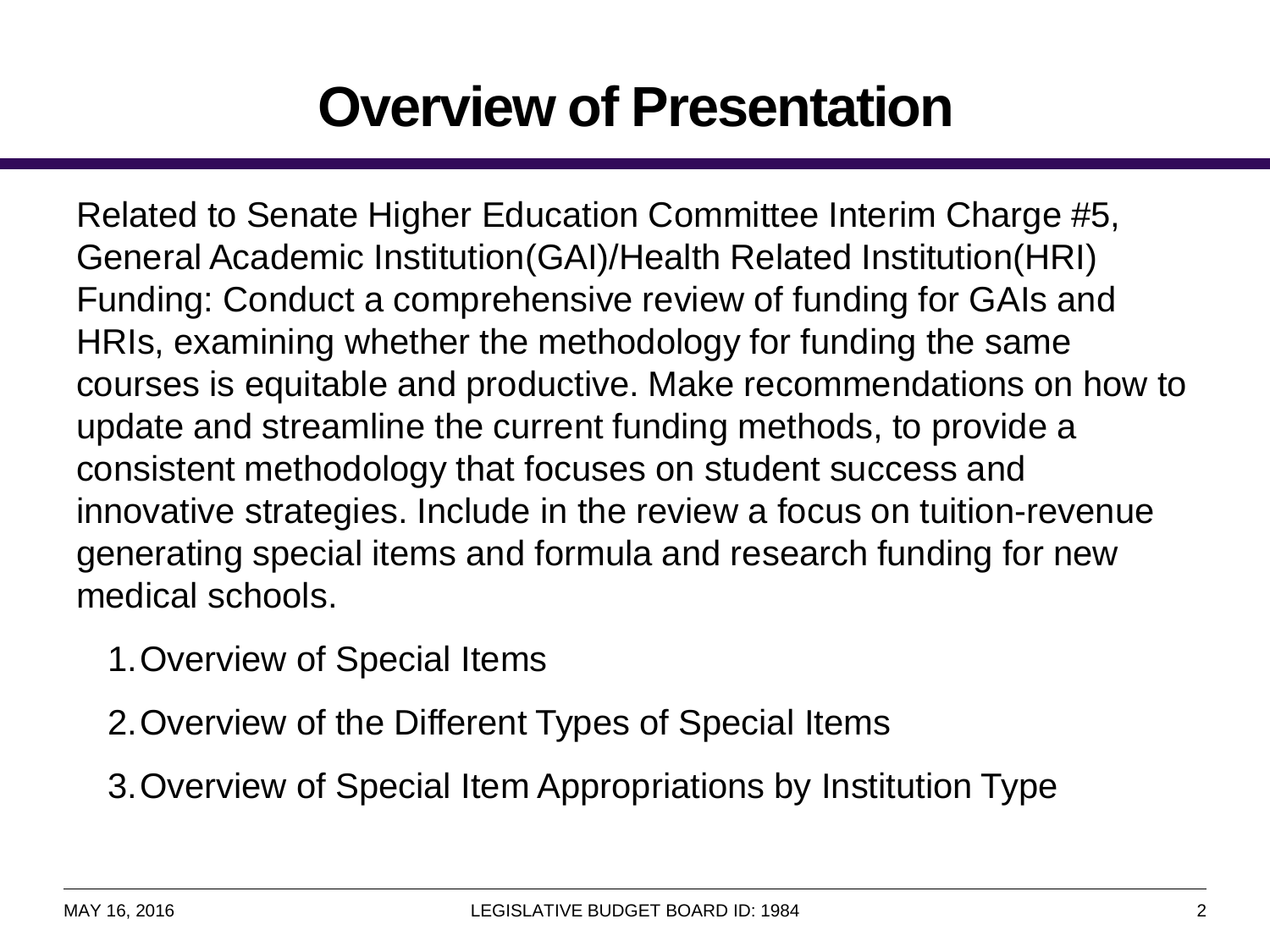# Overview of Presentation

Related to Senate Higher Education Committee Interim Charge #5, General Academic Institution(GAI)/Health Related Institution(HRI) Funding: Conduct a comprehensive review of funding for GAIs and HRIs, examining whether the methodology for funding the same courses is equitable and productive. Make recommendations on how to update and streamline the current funding methods, to provide a consistent methodology that focuses on student success and innovative strategies. Include in the review a focus on tuition-revenue generating special items and formula and research funding for new medical schools.

1. Overview of Special Items
2. Overview of the Different Types of Special Items
3. Overview of Special Item Appropriations by Institution Type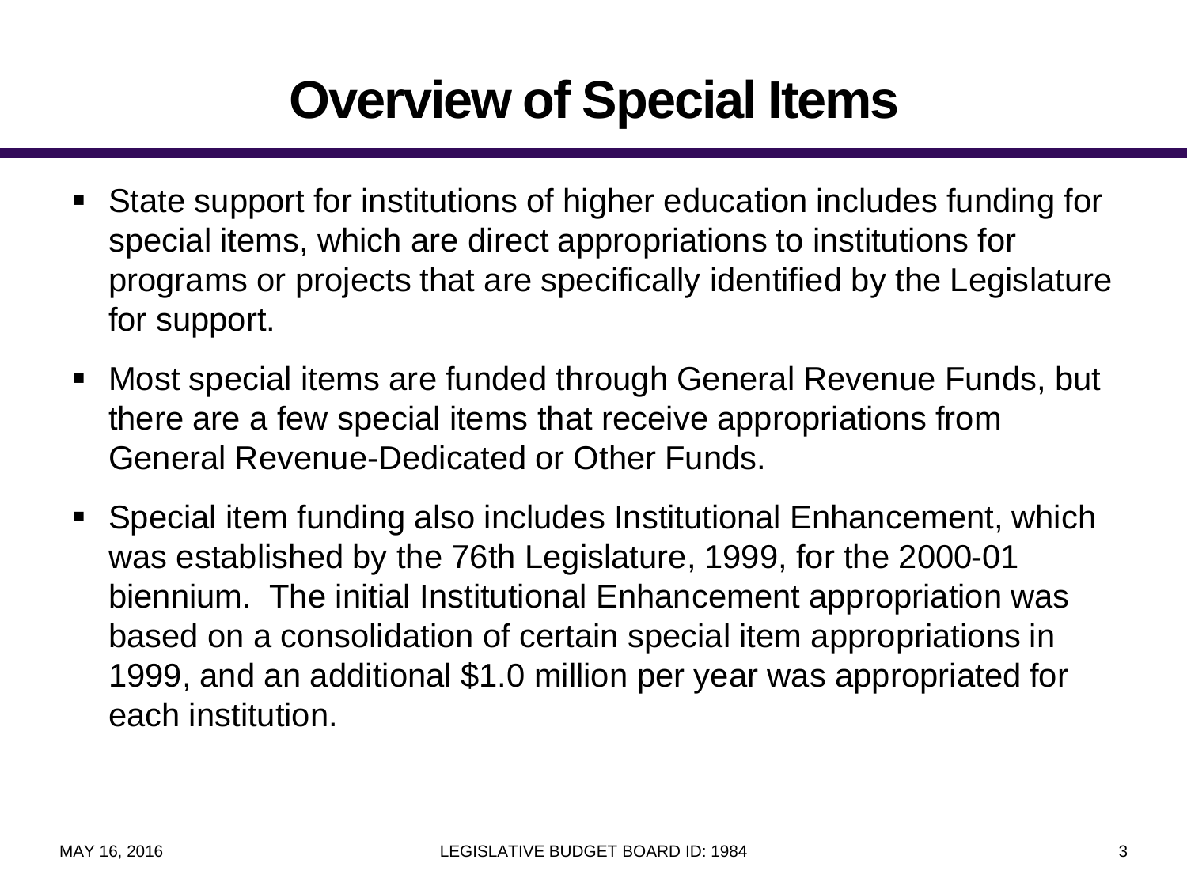# Overview of Special Items

- State support for institutions of higher education includes funding for special items, which are direct appropriations to institutions for programs or projects that are specifically identified by the Legislature for support.
- Most special items are funded through General Revenue Funds, but there are a few special items that receive appropriations from General Revenue-Dedicated or Other Funds.
- Special item funding also includes Institutional Enhancement, which was established by the 76th Legislature, 1999, for the 2000-01 biennium. The initial Institutional Enhancement appropriation was based on a consolidation of certain special item appropriations in 1999, and an additional $1.0 million per year was appropriated for each institution.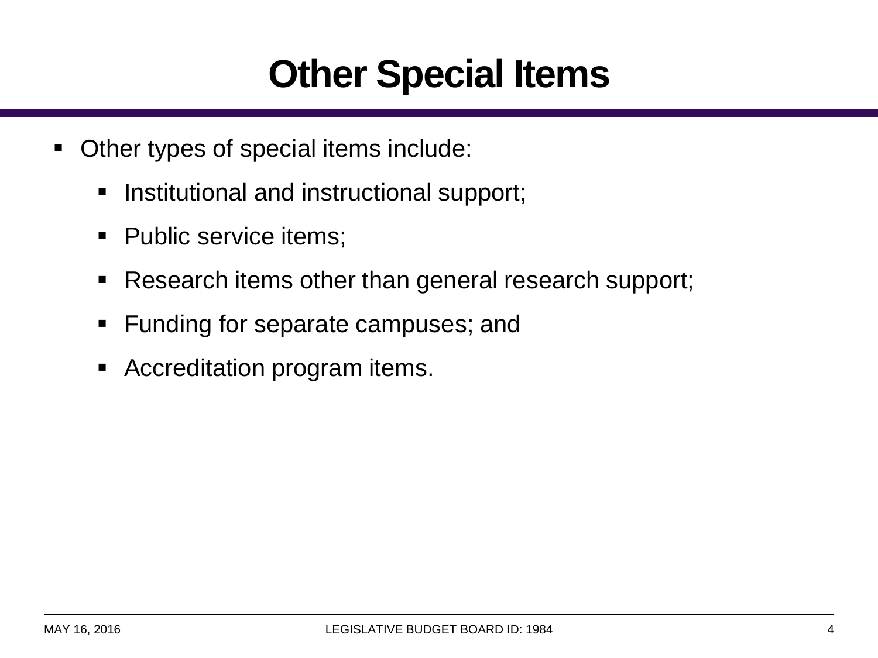# Other Special Items

- Other types of special items include:
  - Institutional and instructional support;
  - Public service items;
  - Research items other than general research support;
  - Funding for separate campuses; and
  - Accreditation program items.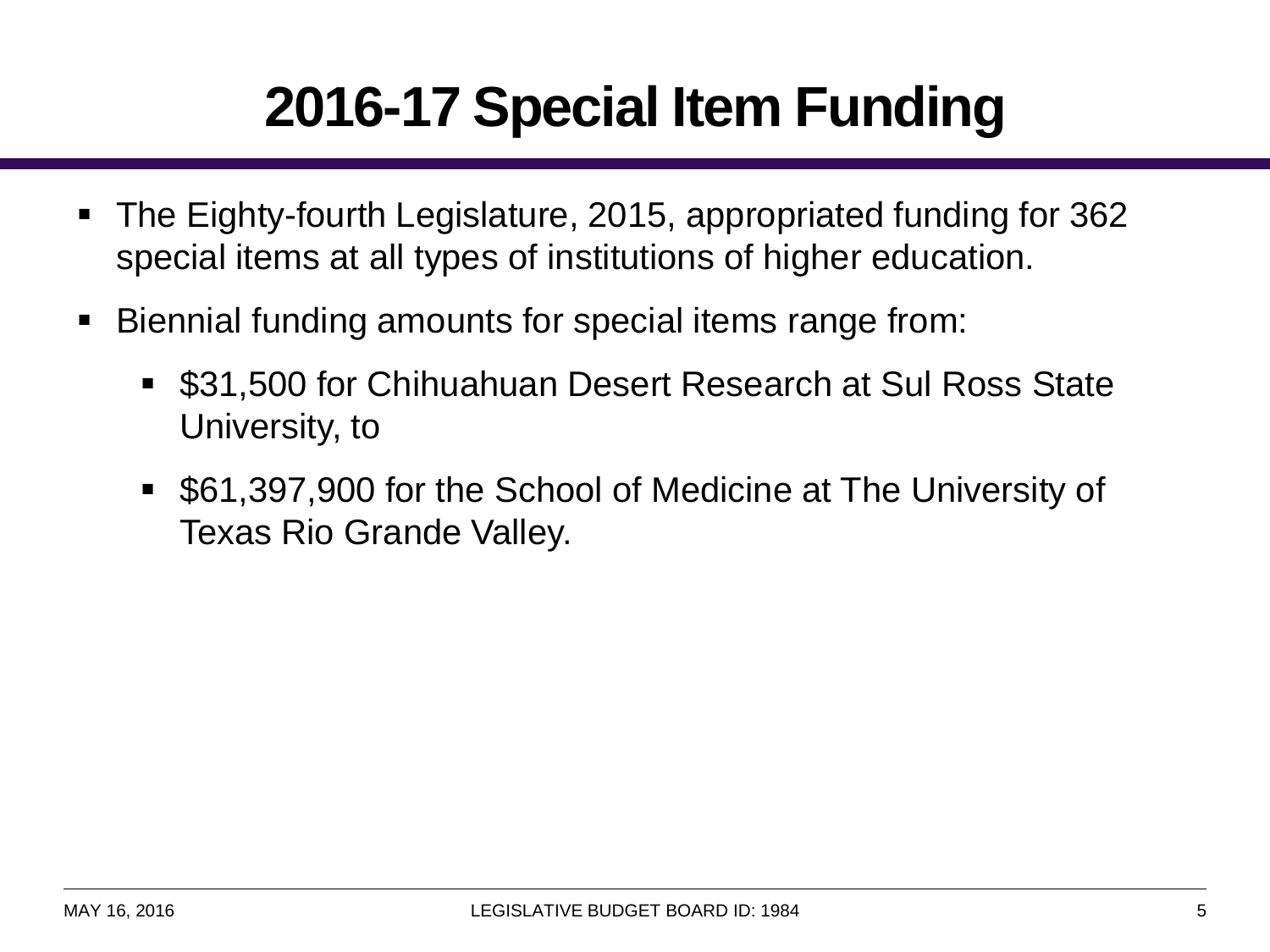# 2016-17 Special Item Funding

- The Eighty-fourth Legislature, 2015, appropriated funding for 362 special items at all types of institutions of higher education.
- Biennial funding amounts for special items range from:
  - $31,500 for Chihuahuan Desert Research at Sul Ross State University, to
  - $61,397,900 for the School of Medicine at The University of Texas Rio Grande Valley.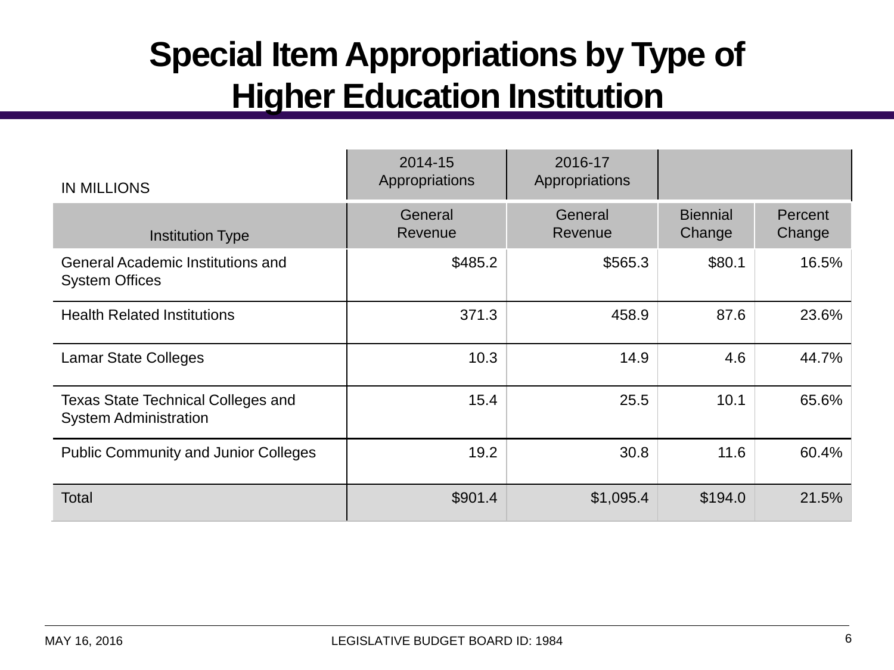# Special Item Appropriations by Type of Higher Education Institution

| IN MILLIONS | 2014-15 Appropriations | 2016-17 Appropriations | | |
|---|---|---|---|---|
| Institution Type | General Revenue | General Revenue | Biennial Change | Percent Change |
| General Academic Institutions and System Offices | $485.2 | $565.3 | $80.1 | 16.5% |
| Health Related Institutions | 371.3 | 458.9 | 87.6 | 23.6% |
| Lamar State Colleges | 10.3 | 14.9 | 4.6 | 44.7% |
| Texas State Technical Colleges and System Administration | 15.4 | 25.5 | 10.1 | 65.6% |
| Public Community and Junior Colleges | 19.2 | 30.8 | 11.6 | 60.4% |
| Total | $901.4 | $1,095.4 | $194.0 | 21.5% |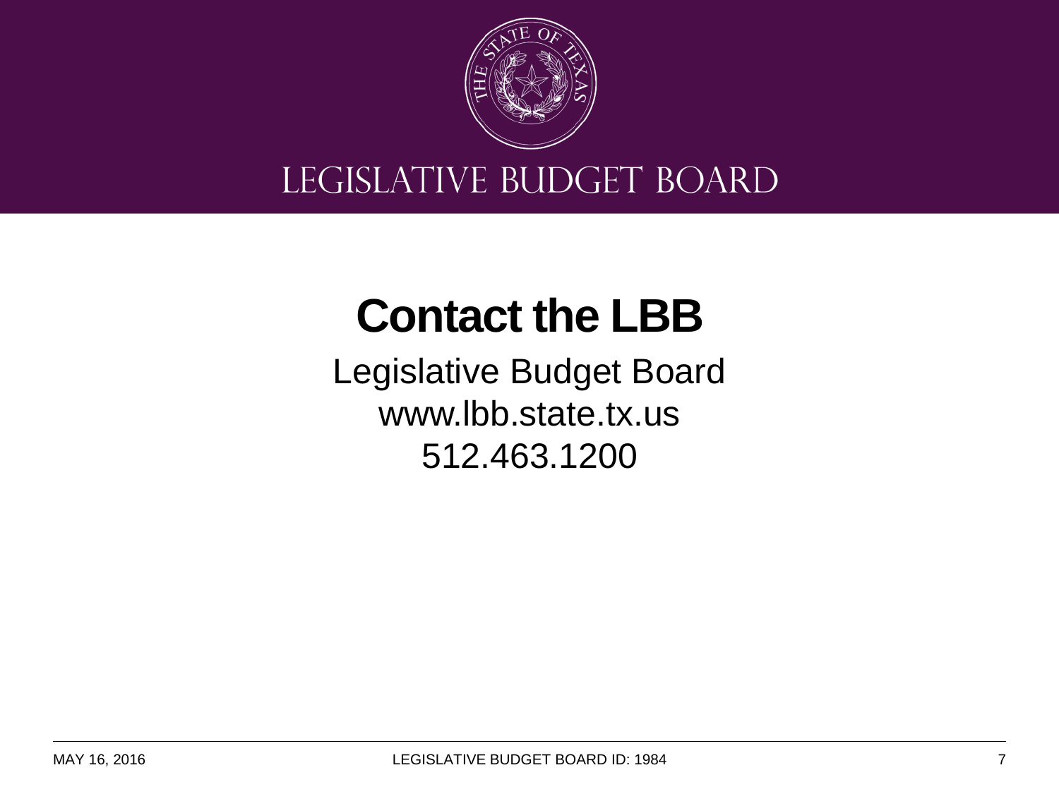LEGISLATIVE BUDGET BOARD

# Contact the LBB

Legislative Budget Board
www.lbb.state.tx.us
512.463.1200